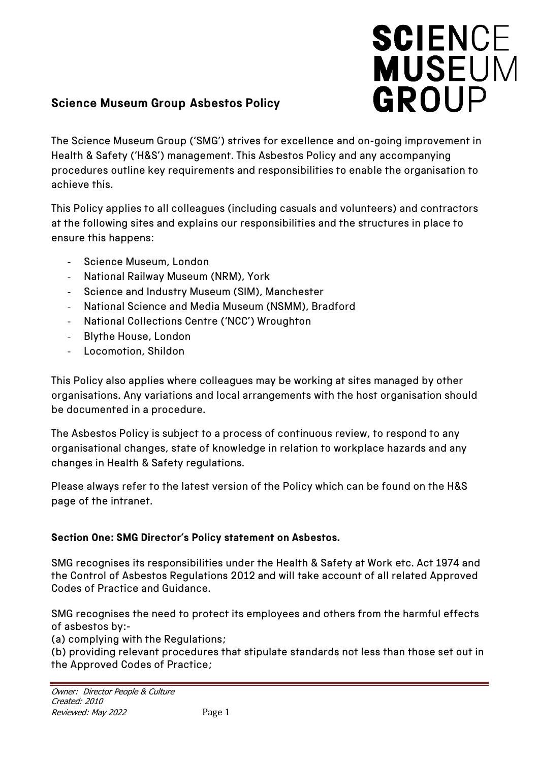# Science Museum Group Asbestos Policy

The Science Museum Group ('SMG') strives for excellence and on-going improvement in Health & Safety ('H&S') management. This Asbestos Policy and any accompanying procedures outline key requirements and responsibilities to enable the organisation to achieve this.

This Policy applies to all colleagues (including casuals and volunteers) and contractors at the following sites and explains our responsibilities and the structures in place to ensure this happens:

- Science Museum, London
- National Railway Museum (NRM), York
- Science and Industry Museum (SIM), Manchester
- National Science and Media Museum (NSMM), Bradford
- National Collections Centre ('NCC') Wroughton
- Blythe House, London
- Locomotion, Shildon

This Policy also applies where colleagues may be working at sites managed by other organisations. Any variations and local arrangements with the host organisation should be documented in a procedure.

The Asbestos Policy is subject to a process of continuous review, to respond to any organisational changes, state of knowledge in relation to workplace hazards and any changes in Health & Safety regulations.

Please always refer to the latest version of the Policy which can be found on the H&S page of the intranet.

## Section One: SMG Director's Policy statement on Asbestos.

SMG recognises its responsibilities under the Health & Safety at Work etc. Act 1974 and the Control of Asbestos Regulations 2012 and will take account of all related Approved Codes of Practice and Guidance.

SMG recognises the need to protect its employees and others from the harmful effects of asbestos by:-
(a) complying with the Regulations;
(b) providing relevant procedures that stipulate standards not less than those set out in the Approved Codes of Practice;

*Owner: Director People & Culture*
*Created: 2010*
*Reviewed: May 2022*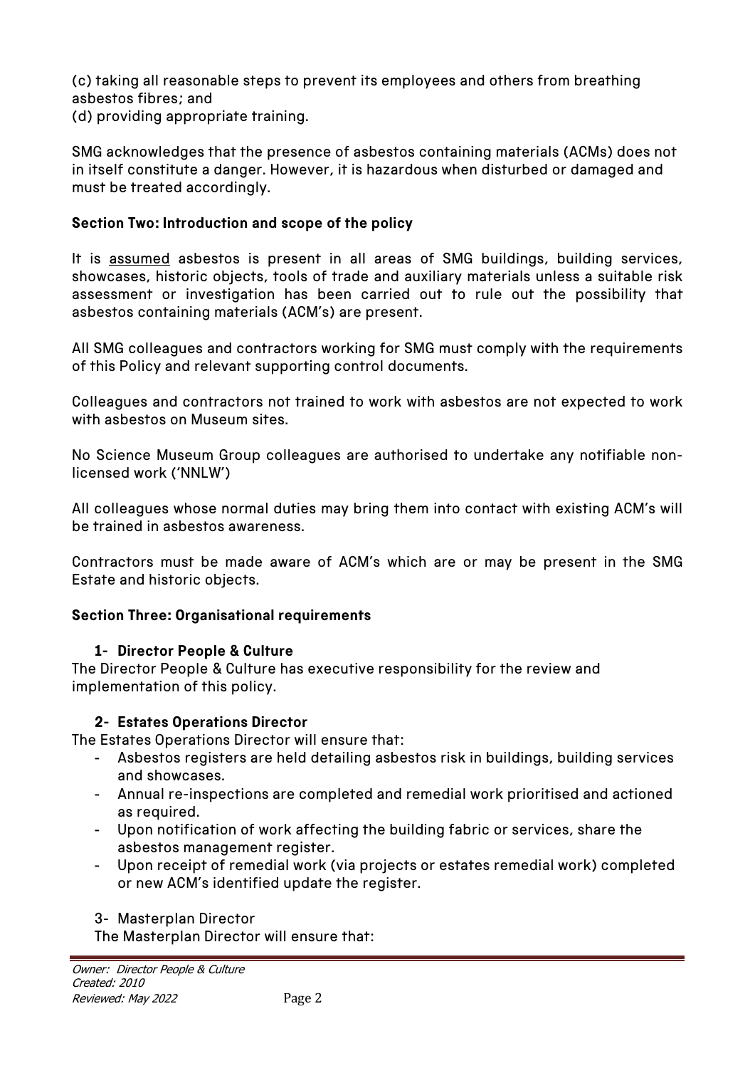(c) taking all reasonable steps to prevent its employees and others from breathing asbestos fibres; and
(d) providing appropriate training.

SMG acknowledges that the presence of asbestos containing materials (ACMs) does not in itself constitute a danger. However, it is hazardous when disturbed or damaged and must be treated accordingly.

**Section Two: Introduction and scope of the policy**

It is <u>assumed</u> asbestos is present in all areas of SMG buildings, building services, showcases, historic objects, tools of trade and auxiliary materials unless a suitable risk assessment or investigation has been carried out to rule out the possibility that asbestos containing materials (ACM's) are present.

All SMG colleagues and contractors working for SMG must comply with the requirements of this Policy and relevant supporting control documents.

Colleagues and contractors not trained to work with asbestos are not expected to work with asbestos on Museum sites.

No Science Museum Group colleagues are authorised to undertake any notifiable non-licensed work ('NNLW')

All colleagues whose normal duties may bring them into contact with existing ACM's will be trained in asbestos awareness.

Contractors must be made aware of ACM's which are or may be present in the SMG Estate and historic objects.

**Section Three: Organisational requirements**

**1- Director People & Culture**

The Director People & Culture has executive responsibility for the review and implementation of this policy.

**2- Estates Operations Director**

The Estates Operations Director will ensure that:

- Asbestos registers are held detailing asbestos risk in buildings, building services and showcases.
- Annual re-inspections are completed and remedial work prioritised and actioned as required.
- Upon notification of work affecting the building fabric or services, share the asbestos management register.
- Upon receipt of remedial work (via projects or estates remedial work) completed or new ACM's identified update the register.

3- Masterplan Director

The Masterplan Director will ensure that: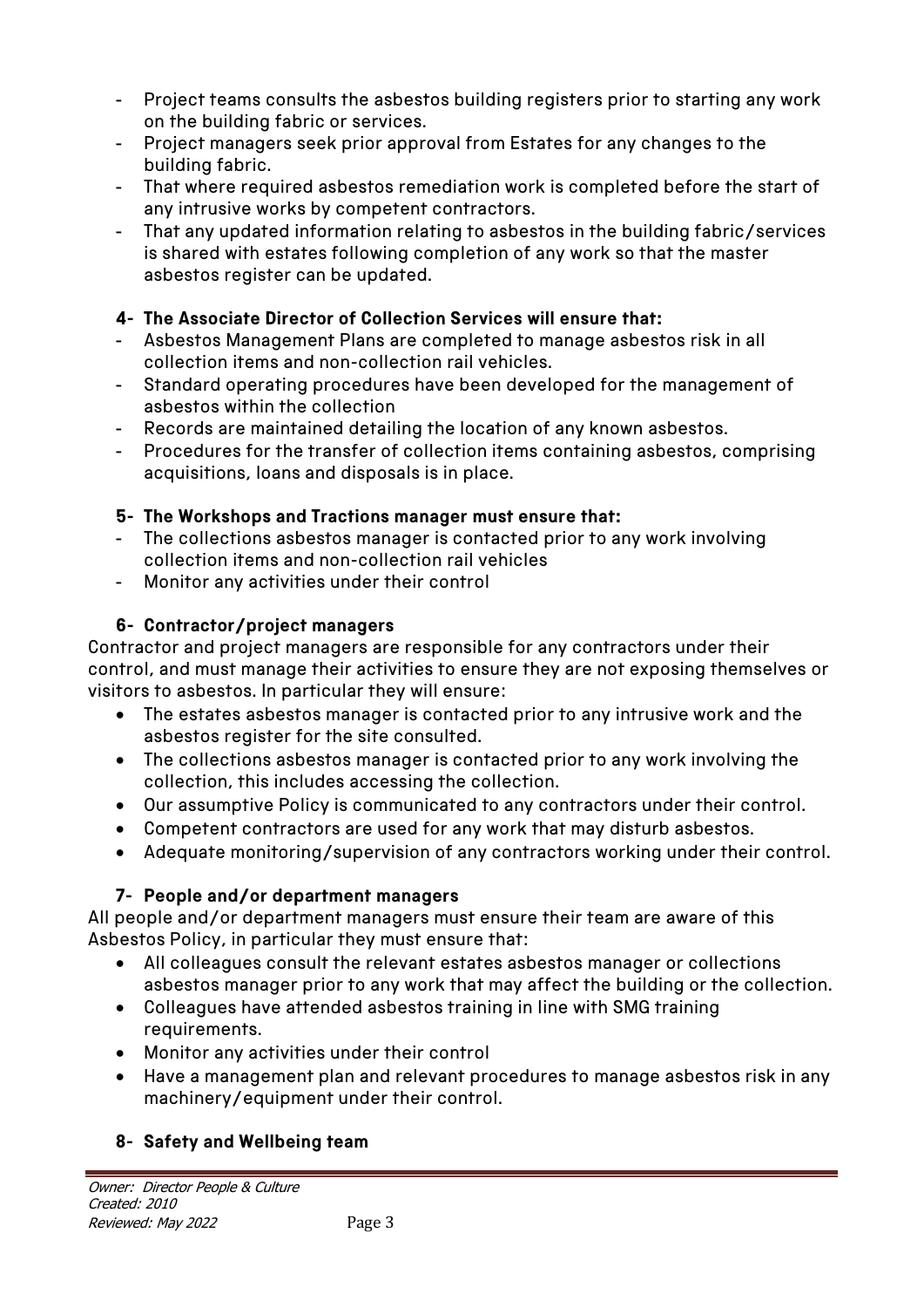- Project teams consults the asbestos building registers prior to starting any work on the building fabric or services.
- Project managers seek prior approval from Estates for any changes to the building fabric.
- That where required asbestos remediation work is completed before the start of any intrusive works by competent contractors.
- That any updated information relating to asbestos in the building fabric/services is shared with estates following completion of any work so that the master asbestos register can be updated.

**4- The Associate Director of Collection Services will ensure that:**

- Asbestos Management Plans are completed to manage asbestos risk in all collection items and non-collection rail vehicles.
- Standard operating procedures have been developed for the management of asbestos within the collection
- Records are maintained detailing the location of any known asbestos.
- Procedures for the transfer of collection items containing asbestos, comprising acquisitions, loans and disposals is in place.

**5- The Workshops and Tractions manager must ensure that:**

- The collections asbestos manager is contacted prior to any work involving collection items and non-collection rail vehicles
- Monitor any activities under their control

**6- Contractor/project managers**

Contractor and project managers are responsible for any contractors under their control, and must manage their activities to ensure they are not exposing themselves or visitors to asbestos. In particular they will ensure:

- The estates asbestos manager is contacted prior to any intrusive work and the asbestos register for the site consulted.
- The collections asbestos manager is contacted prior to any work involving the collection, this includes accessing the collection.
- Our assumptive Policy is communicated to any contractors under their control.
- Competent contractors are used for any work that may disturb asbestos.
- Adequate monitoring/supervision of any contractors working under their control.

**7- People and/or department managers**

All people and/or department managers must ensure their team are aware of this Asbestos Policy, in particular they must ensure that:

- All colleagues consult the relevant estates asbestos manager or collections asbestos manager prior to any work that may affect the building or the collection.
- Colleagues have attended asbestos training in line with SMG training requirements.
- Monitor any activities under their control
- Have a management plan and relevant procedures to manage asbestos risk in any machinery/equipment under their control.

**8- Safety and Wellbeing team**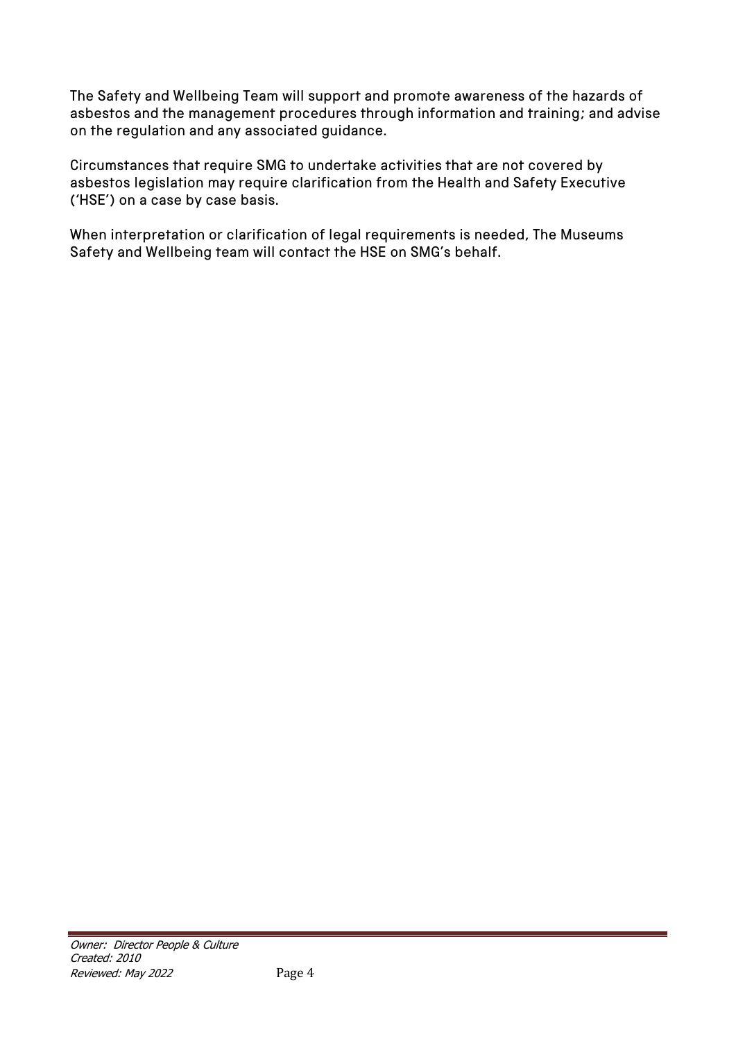The Safety and Wellbeing Team will support and promote awareness of the hazards of asbestos and the management procedures through information and training; and advise on the regulation and any associated guidance.

Circumstances that require SMG to undertake activities that are not covered by asbestos legislation may require clarification from the Health and Safety Executive ('HSE') on a case by case basis.

When interpretation or clarification of legal requirements is needed, The Museums Safety and Wellbeing team will contact the HSE on SMG's behalf.